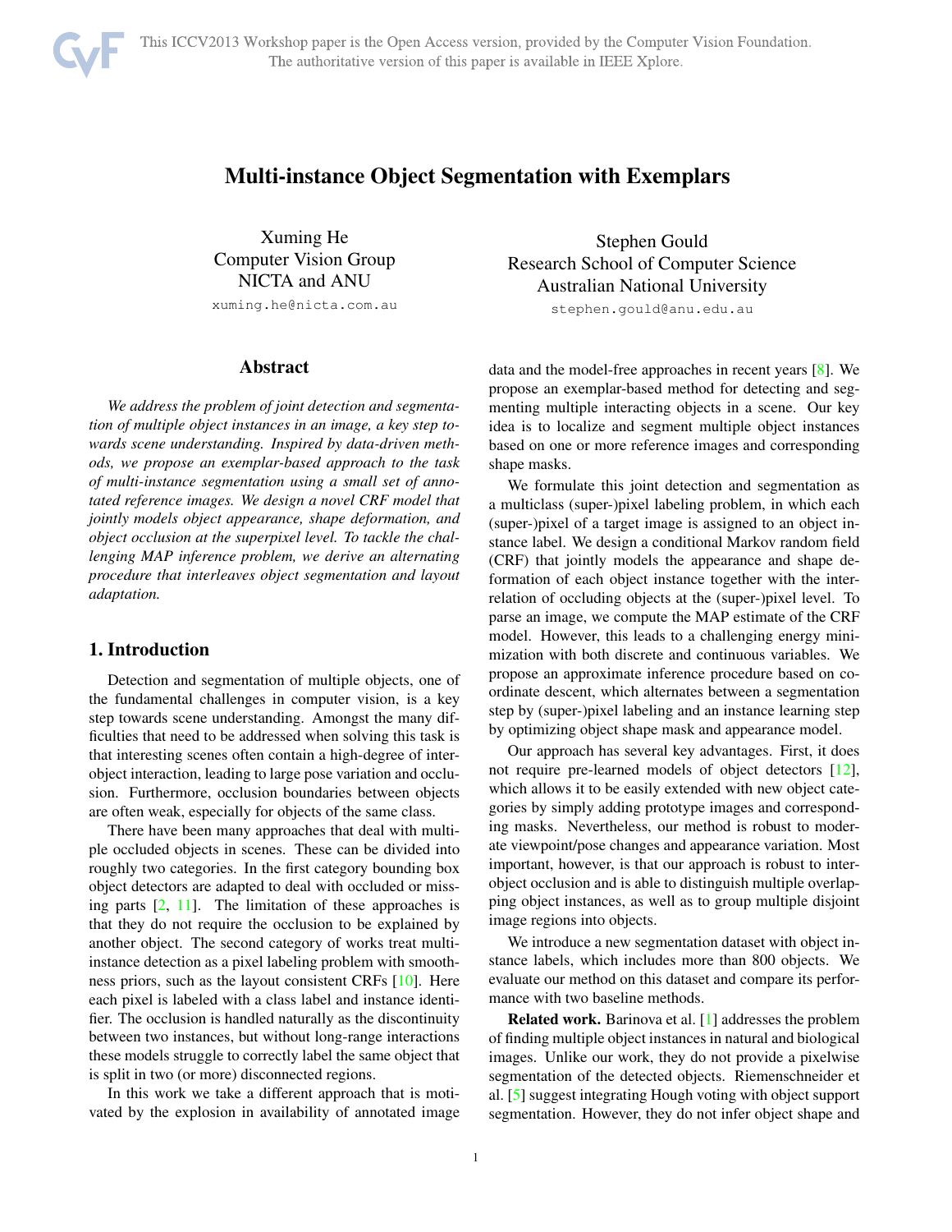This ICCV2013 Workshop paper is the Open Access version, provided by the Computer Vision Foundation.
The authoritative version of this paper is available in IEEE Xplore.

# Multi-instance Object Segmentation with Exemplars

Xuming He
Computer Vision Group
NICTA and ANU
xuming.he@nicta.com.au

Stephen Gould
Research School of Computer Science
Australian National University
stephen.gould@anu.edu.au

## Abstract

*We address the problem of joint detection and segmentation of multiple object instances in an image, a key step towards scene understanding. Inspired by data-driven methods, we propose an exemplar-based approach to the task of multi-instance segmentation using a small set of annotated reference images. We design a novel CRF model that jointly models object appearance, shape deformation, and object occlusion at the superpixel level. To tackle the challenging MAP inference problem, we derive an alternating procedure that interleaves object segmentation and layout adaptation.*

## 1. Introduction

Detection and segmentation of multiple objects, one of the fundamental challenges in computer vision, is a key step towards scene understanding. Amongst the many difficulties that need to be addressed when solving this task is that interesting scenes often contain a high-degree of inter-object interaction, leading to large pose variation and occlusion. Furthermore, occlusion boundaries between objects are often weak, especially for objects of the same class.

There have been many approaches that deal with multiple occluded objects in scenes. These can be divided into roughly two categories. In the first category bounding box object detectors are adapted to deal with occluded or missing parts [2, 11]. The limitation of these approaches is that they do not require the occlusion to be explained by another object. The second category of works treat multi-instance detection as a pixel labeling problem with smoothness priors, such as the layout consistent CRFs [10]. Here each pixel is labeled with a class label and instance identifier. The occlusion is handled naturally as the discontinuity between two instances, but without long-range interactions these models struggle to correctly label the same object that is split in two (or more) disconnected regions.

In this work we take a different approach that is motivated by the explosion in availability of annotated image data and the model-free approaches in recent years [8]. We propose an exemplar-based method for detecting and segmenting multiple interacting objects in a scene. Our key idea is to localize and segment multiple object instances based on one or more reference images and corresponding shape masks.

We formulate this joint detection and segmentation as a multiclass (super-)pixel labeling problem, in which each (super-)pixel of a target image is assigned to an object instance label. We design a conditional Markov random field (CRF) that jointly models the appearance and shape deformation of each object instance together with the interrelation of occluding objects at the (super-)pixel level. To parse an image, we compute the MAP estimate of the CRF model. However, this leads to a challenging energy minimization with both discrete and continuous variables. We propose an approximate inference procedure based on coordinate descent, which alternates between a segmentation step by (super-)pixel labeling and an instance learning step by optimizing object shape mask and appearance model.

Our approach has several key advantages. First, it does not require pre-learned models of object detectors [12], which allows it to be easily extended with new object categories by simply adding prototype images and corresponding masks. Nevertheless, our method is robust to moderate viewpoint/pose changes and appearance variation. Most important, however, is that our approach is robust to inter-object occlusion and is able to distinguish multiple overlapping object instances, as well as to group multiple disjoint image regions into objects.

We introduce a new segmentation dataset with object instance labels, which includes more than 800 objects. We evaluate our method on this dataset and compare its performance with two baseline methods.

**Related work.** Barinova et al. [1] addresses the problem of finding multiple object instances in natural and biological images. Unlike our work, they do not provide a pixelwise segmentation of the detected objects. Riemenschneider et al. [5] suggest integrating Hough voting with object support segmentation. However, they do not infer object shape and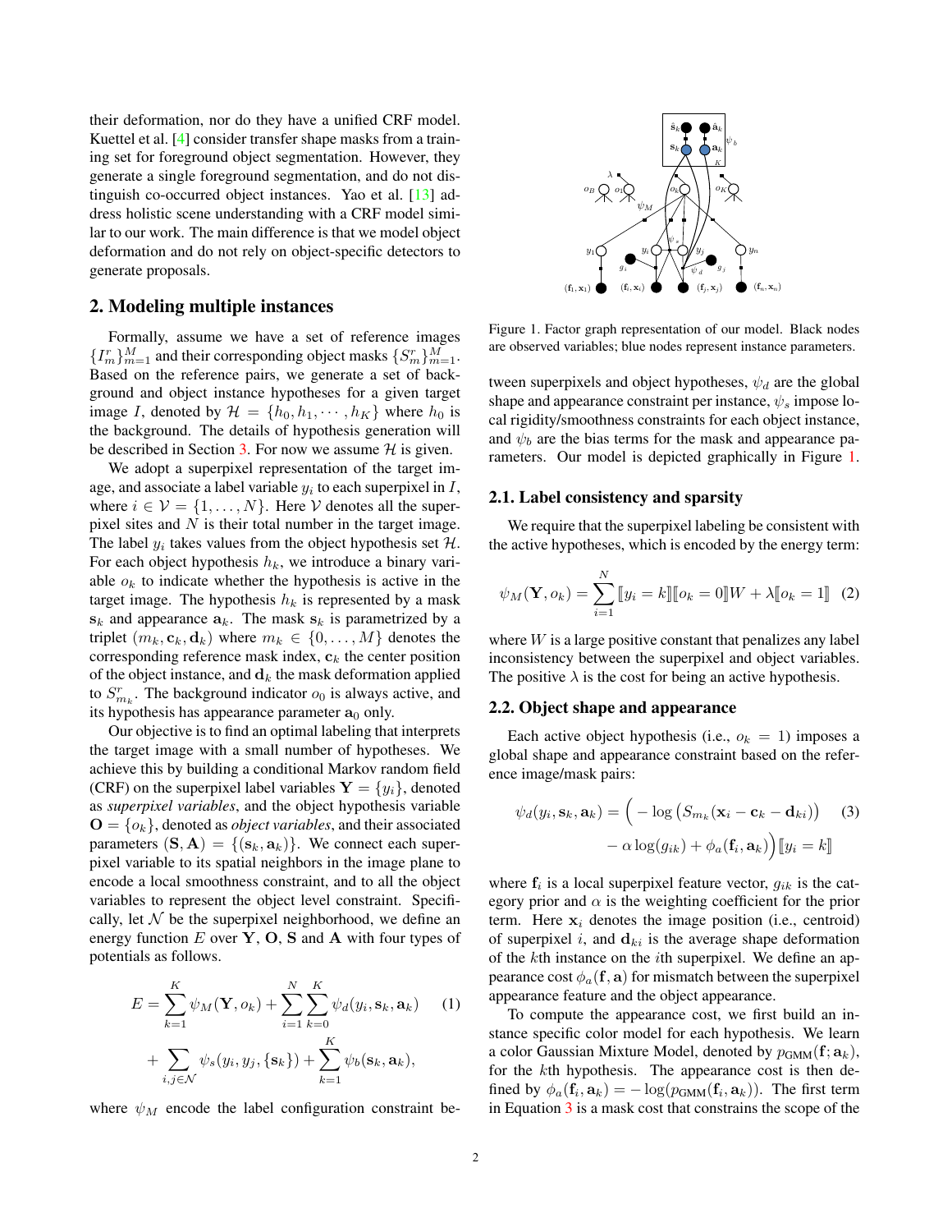their deformation, nor do they have a unified CRF model. Kuettel et al. [4] consider transfer shape masks from a training set for foreground object segmentation. However, they generate a single foreground segmentation, and do not distinguish co-occurred object instances. Yao et al. [13] address holistic scene understanding with a CRF model similar to our work. The main difference is that we model object deformation and do not rely on object-specific detectors to generate proposals.

## 2. Modeling multiple instances

Formally, assume we have a set of reference images $\{I^r_m\}_{m=1}^M$ and their corresponding object masks $\{S^r_m\}_{m=1}^M$. Based on the reference pairs, we generate a set of background and object instance hypotheses for a given target image $I$, denoted by $\mathcal{H} = \{h_0, h_1, \cdots, h_K\}$ where $h_0$ is the background. The details of hypothesis generation will be described in Section 3. For now we assume $\mathcal{H}$ is given.

We adopt a superpixel representation of the target image, and associate a label variable $y_i$ to each superpixel in $I$, where $i \in \mathcal{V} = \{1, \ldots, N\}$. Here $\mathcal{V}$ denotes all the superpixel sites and $N$ is their total number in the target image. The label $y_i$ takes values from the object hypothesis set $\mathcal{H}$. For each object hypothesis $h_k$, we introduce a binary variable $o_k$ to indicate whether the hypothesis is active in the target image. The hypothesis $h_k$ is represented by a mask $\mathbf{s}_k$ and appearance $\mathbf{a}_k$. The mask $\mathbf{s}_k$ is parametrized by a triplet $(m_k, \mathbf{c}_k, \mathbf{d}_k)$ where $m_k \in \{0, \ldots, M\}$ denotes the corresponding reference mask index, $\mathbf{c}_k$ the center position of the object instance, and $\mathbf{d}_k$ the mask deformation applied to $S^r_{m_k}$. The background indicator $o_0$ is always active, and its hypothesis has appearance parameter $\mathbf{a}_0$ only.

Our objective is to find an optimal labeling that interprets the target image with a small number of hypotheses. We achieve this by building a conditional Markov random field (CRF) on the superpixel label variables $\mathbf{Y} = \{y_i\}$, denoted as *superpixel variables*, and the object hypothesis variable $\mathbf{O} = \{o_k\}$, denoted as *object variables*, and their associated parameters $(\mathbf{S}, \mathbf{A}) = \{(\mathbf{s}_k, \mathbf{a}_k)\}$. We connect each superpixel variable to its spatial neighbors in the image plane to encode a local smoothness constraint, and to all the object variables to represent the object level constraint. Specifically, let $\mathcal{N}$ be the superpixel neighborhood, we define an energy function $E$ over $\mathbf{Y}$, $\mathbf{O}$, $\mathbf{S}$ and $\mathbf{A}$ with four types of potentials as follows.

$$E = \sum_{k=1}^{K} \psi_M(\mathbf{Y}, o_k) + \sum_{i=1}^{N}\sum_{k=0}^{K} \psi_d(y_i, \mathbf{s}_k, \mathbf{a}_k) + \sum_{i,j \in \mathcal{N}} \psi_s(y_i, y_j, \{\mathbf{s}_k\}) + \sum_{k=1}^{K} \psi_b(\mathbf{s}_k, \mathbf{a}_k), \quad (1)$$

where $\psi_M$ encode the label configuration constraint between superpixels and object hypotheses, $\psi_d$ are the global shape and appearance constraint per instance, $\psi_s$ impose local rigidity/smoothness constraints for each object instance, and $\psi_b$ are the bias terms for the mask and appearance parameters. Our model is depicted graphically in Figure 1.

Figure 1. Factor graph representation of our model. Black nodes are observed variables; blue nodes represent instance parameters.

### 2.1. Label consistency and sparsity

We require that the superpixel labeling be consistent with the active hypotheses, which is encoded by the energy term:

$$\psi_M(\mathbf{Y}, o_k) = \sum_{i=1}^{N} [\![y_i = k]\!][\![o_k = 0]\!]W + \lambda[\![o_k = 1]\!] \quad (2)$$

where $W$ is a large positive constant that penalizes any label inconsistency between the superpixel and object variables. The positive $\lambda$ is the cost for being an active hypothesis.

### 2.2. Object shape and appearance

Each active object hypothesis (i.e., $o_k = 1$) imposes a global shape and appearance constraint based on the reference image/mask pairs:

$$\psi_d(y_i, \mathbf{s}_k, \mathbf{a}_k) = \Big( - \log\big(S_{m_k}(\mathbf{x}_i - \mathbf{c}_k - \mathbf{d}_{ki})\big) - \alpha \log(g_{ik}) + \phi_a(\mathbf{f}_i, \mathbf{a}_k)\Big)[\![y_i = k]\!] \quad (3)$$

where $\mathbf{f}_i$ is a local superpixel feature vector, $g_{ik}$ is the category prior and $\alpha$ is the weighting coefficient for the prior term. Here $\mathbf{x}_i$ denotes the image position (i.e., centroid) of superpixel $i$, and $\mathbf{d}_{ki}$ is the average shape deformation of the $k$th instance on the $i$th superpixel. We define an appearance cost $\phi_a(\mathbf{f}, \mathbf{a})$ for mismatch between the superpixel appearance feature and the object appearance.

To compute the appearance cost, we first build an instance specific color model for each hypothesis. We learn a color Gaussian Mixture Model, denoted by $p_{\text{GMM}}(\mathbf{f}; \mathbf{a}_k)$, for the $k$th hypothesis. The appearance cost is then defined by $\phi_a(\mathbf{f}_i, \mathbf{a}_k) = -\log(p_{\text{GMM}}(\mathbf{f}_i, \mathbf{a}_k))$. The first term in Equation 3 is a mask cost that constrains the scope of the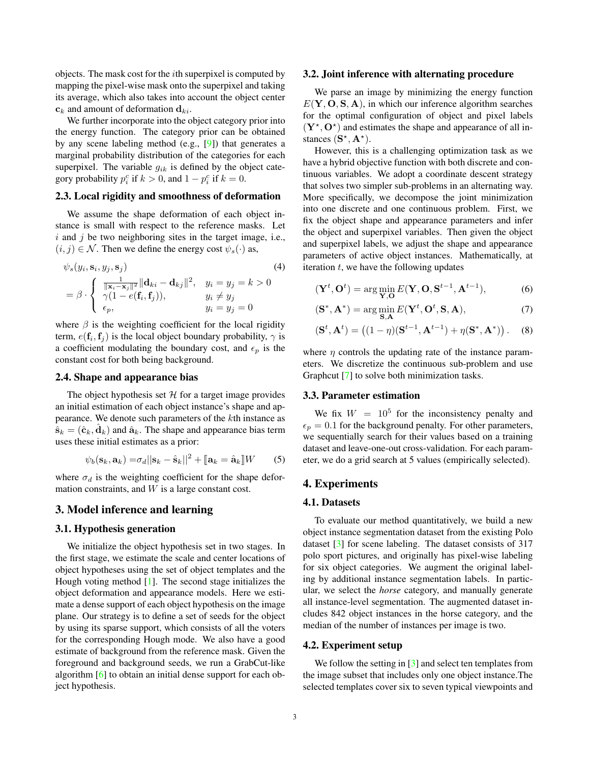objects. The mask cost for the $i$th superpixel is computed by mapping the pixel-wise mask onto the superpixel and taking its average, which also takes into account the object center $\mathbf{c}_k$ and amount of deformation $\mathbf{d}_{ki}$.

We further incorporate into the object category prior into the energy function. The category prior can be obtained by any scene labeling method (e.g., [9]) that generates a marginal probability distribution of the categories for each superpixel. The variable $g_{ik}$ is defined by the object category probability $p_i^c$ if $k > 0$, and $1 - p_i^c$ if $k = 0$.

### 2.3. Local rigidity and smoothness of deformation

We assume the shape deformation of each object instance is small with respect to the reference masks. Let $i$ and $j$ be two neighboring sites in the target image, i.e., $(i, j) \in \mathcal{N}$. Then we define the energy cost $\psi_s(\cdot)$ as,

$$
\begin{aligned}
&\psi_s(y_i, \mathbf{s}_i, y_j, \mathbf{s}_j) \\
&= \beta \cdot \begin{cases} \frac{1}{\|\mathbf{x}_i - \mathbf{x}_j\|^2}\|\mathbf{d}_{ki} - \mathbf{d}_{kj}\|^2, & y_i = y_j = k > 0 \\ \gamma(1 - e(\mathbf{f}_i, \mathbf{f}_j)), & y_i \neq y_j \\ \epsilon_p, & y_i = y_j = 0 \end{cases}
\end{aligned} \quad (4)
$$

where $\beta$ is the weighting coefficient for the local rigidity term, $e(\mathbf{f}_i, \mathbf{f}_j)$ is the local object boundary probability, $\gamma$ is a coefficient modulating the boundary cost, and $\epsilon_p$ is the constant cost for both being background.

### 2.4. Shape and appearance bias

The object hypothesis set $\mathcal{H}$ for a target image provides an initial estimation of each object instance's shape and appearance. We denote such parameters of the $k$th instance as $\hat{\mathbf{s}}_k = (\hat{\mathbf{c}}_k, \hat{\mathbf{d}}_k)$ and $\hat{\mathbf{a}}_k$. The shape and appearance bias term uses these initial estimates as a prior:

$$
\psi_b(\mathbf{s}_k, \mathbf{a}_k) = \sigma_d ||\mathbf{s}_k - \hat{\mathbf{s}}_k||^2 + [\![\mathbf{a}_k = \hat{\mathbf{a}}_k]\!] W \quad (5)
$$

where $\sigma_d$ is the weighting coefficient for the shape deformation constraints, and $W$ is a large constant cost.

## 3. Model inference and learning

### 3.1. Hypothesis generation

We initialize the object hypothesis set in two stages. In the first stage, we estimate the scale and center locations of object hypotheses using the set of object templates and the Hough voting method [1]. The second stage initializes the object deformation and appearance models. Here we estimate a dense support of each object hypothesis on the image plane. Our strategy is to define a set of seeds for the object by using its sparse support, which consists of all the voters for the corresponding Hough mode. We also have a good estimate of background from the reference mask. Given the foreground and background seeds, we run a GrabCut-like algorithm [6] to obtain an initial dense support for each object hypothesis.

### 3.2. Joint inference with alternating procedure

We parse an image by minimizing the energy function $E(\mathbf{Y}, \mathbf{O}, \mathbf{S}, \mathbf{A})$, in which our inference algorithm searches for the optimal configuration of object and pixel labels $(\mathbf{Y}^\star, \mathbf{O}^\star)$ and estimates the shape and appearance of all instances $(\mathbf{S}^\star, \mathbf{A}^\star)$.

However, this is a challenging optimization task as we have a hybrid objective function with both discrete and continuous variables. We adopt a coordinate descent strategy that solves two simpler sub-problems in an alternating way. More specifically, we decompose the joint minimization into one discrete and one continuous problem. First, we fix the object shape and appearance parameters and infer the object and superpixel variables. Then given the object and superpixel labels, we adjust the shape and appearance parameters of active object instances. Mathematically, at iteration $t$, we have the following updates

$$
(\mathbf{Y}^t, \mathbf{O}^t) = \arg\min_{\mathbf{Y}, \mathbf{O}} E(\mathbf{Y}, \mathbf{O}, \mathbf{S}^{t-1}, \mathbf{A}^{t-1}), \quad (6)
$$

$$
(\mathbf{S}^*, \mathbf{A}^*) = \arg\min_{\mathbf{S}, \mathbf{A}} E(\mathbf{Y}^t, \mathbf{O}^t, \mathbf{S}, \mathbf{A}), \quad (7)
$$

$$
(\mathbf{S}^t, \mathbf{A}^t) = \left((1 - \eta)(\mathbf{S}^{t-1}, \mathbf{A}^{t-1}) + \eta(\mathbf{S}^*, \mathbf{A}^*)\right). \quad (8)
$$

where $\eta$ controls the updating rate of the instance parameters. We discretize the continuous sub-problem and use Graphcut [7] to solve both minimization tasks.

### 3.3. Parameter estimation

We fix $W = 10^5$ for the inconsistency penalty and $\epsilon_p = 0.1$ for the background penalty. For other parameters, we sequentially search for their values based on a training dataset and leave-one-out cross-validation. For each parameter, we do a grid search at 5 values (empirically selected).

## 4. Experiments

### 4.1. Datasets

To evaluate our method quantitatively, we build a new object instance segmentation dataset from the existing Polo dataset [3] for scene labeling. The dataset consists of 317 polo sport pictures, and originally has pixel-wise labeling for six object categories. We augment the original labeling by additional instance segmentation labels. In particular, we select the *horse* category, and manually generate all instance-level segmentation. The augmented dataset includes 842 object instances in the horse category, and the median of the number of instances per image is two.

### 4.2. Experiment setup

We follow the setting in [3] and select ten templates from the image subset that includes only one object instance.The selected templates cover six to seven typical viewpoints and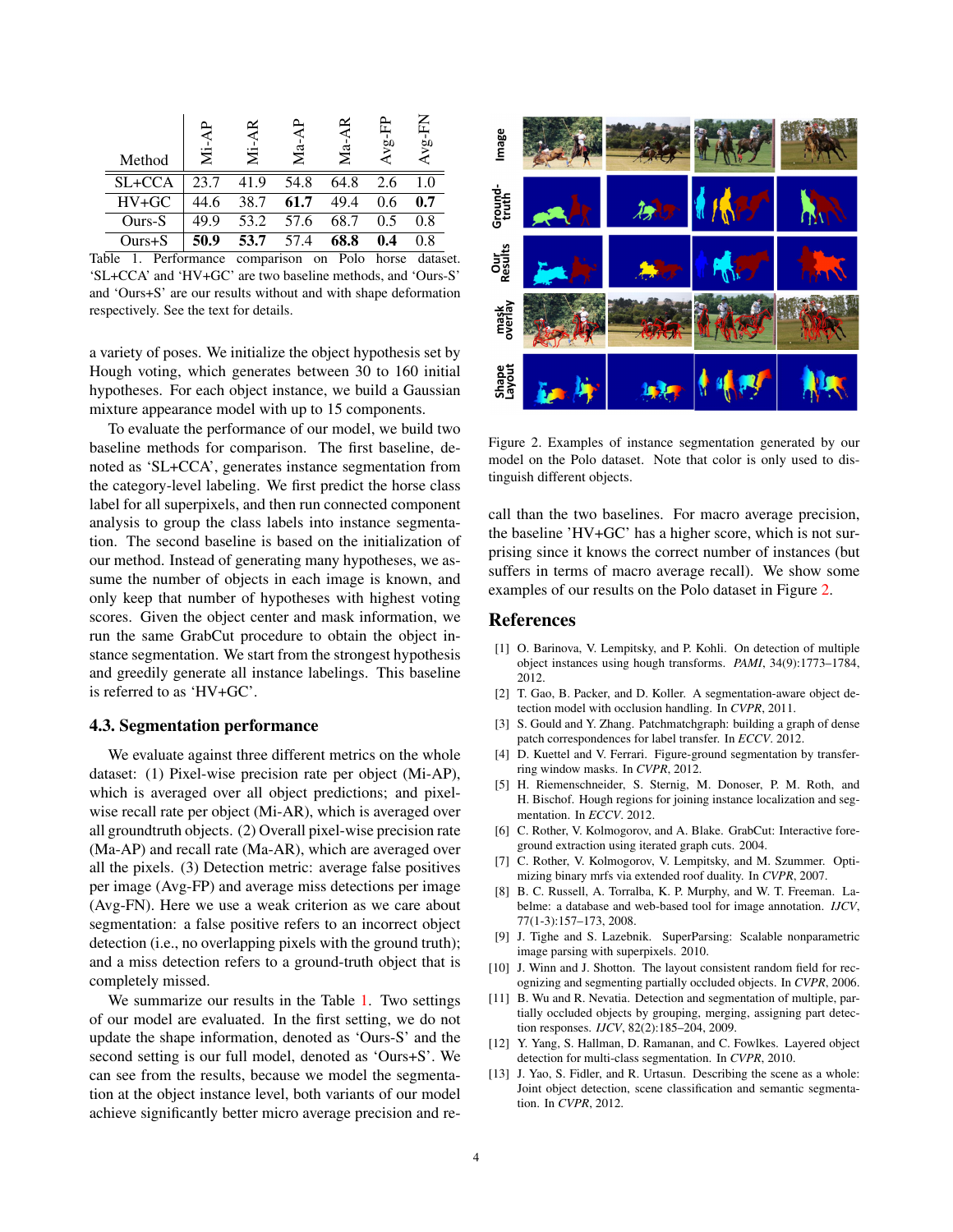| Method | Mi-AP | Mi-AR | Ma-AP | Ma-AR | Avg-FP | Avg-FN |
|---|---|---|---|---|---|---|
| SL+CCA | 23.7 | 41.9 | 54.8 | 64.8 | 2.6 | 1.0 |
| HV+GC | 44.6 | 38.7 | **61.7** | 49.4 | 0.6 | **0.7** |
| Ours-S | 49.9 | 53.2 | 57.6 | 68.7 | 0.5 | 0.8 |
| Ours+S | **50.9** | **53.7** | 57.4 | **68.8** | **0.4** | 0.8 |

Table 1. Performance comparison on Polo horse dataset. 'SL+CCA' and 'HV+GC' are two baseline methods, and 'Ours-S' and 'Ours+S' are our results without and with shape deformation respectively. See the text for details.

a variety of poses. We initialize the object hypothesis set by Hough voting, which generates between 30 to 160 initial hypotheses. For each object instance, we build a Gaussian mixture appearance model with up to 15 components.

To evaluate the performance of our model, we build two baseline methods for comparison. The first baseline, denoted as 'SL+CCA', generates instance segmentation from the category-level labeling. We first predict the horse class label for all superpixels, and then run connected component analysis to group the class labels into instance segmentation. The second baseline is based on the initialization of our method. Instead of generating many hypotheses, we assume the number of objects in each image is known, and only keep that number of hypotheses with highest voting scores. Given the object center and mask information, we run the same GrabCut procedure to obtain the object instance segmentation. We start from the strongest hypothesis and greedily generate all instance labelings. This baseline is referred to as 'HV+GC'.

### 4.3. Segmentation performance

We evaluate against three different metrics on the whole dataset: (1) Pixel-wise precision rate per object (Mi-AP), which is averaged over all object predictions; and pixel-wise recall rate per object (Mi-AR), which is averaged over all groundtruth objects. (2) Overall pixel-wise precision rate (Ma-AP) and recall rate (Ma-AR), which are averaged over all the pixels. (3) Detection metric: average false positives per image (Avg-FP) and average miss detections per image (Avg-FN). Here we use a weak criterion as we care about segmentation: a false positive refers to an incorrect object detection (i.e., no overlapping pixels with the ground truth); and a miss detection refers to a ground-truth object that is completely missed.

We summarize our results in the Table 1. Two settings of our model are evaluated. In the first setting, we do not update the shape information, denoted as 'Ours-S' and the second setting is our full model, denoted as 'Ours+S'. We can see from the results, because we model the segmentation at the object instance level, both variants of our model achieve significantly better micro average precision and recall than the two baselines. For macro average precision, the baseline 'HV+GC' has a higher score, which is not surprising since it knows the correct number of instances (but suffers in terms of macro average recall). We show some examples of our results on the Polo dataset in Figure 2.

Image

Ground-truth

Our Results

mask overlay

Shape Layout

Figure 2. Examples of instance segmentation generated by our model on the Polo dataset. Note that color is only used to distinguish different objects.

## References

[1] O. Barinova, V. Lempitsky, and P. Kohli. On detection of multiple object instances using hough transforms. *PAMI*, 34(9):1773–1784, 2012.

[2] T. Gao, B. Packer, and D. Koller. A segmentation-aware object detection model with occlusion handling. In *CVPR*, 2011.

[3] S. Gould and Y. Zhang. Patchmatchgraph: building a graph of dense patch correspondences for label transfer. In *ECCV*. 2012.

[4] D. Kuettel and V. Ferrari. Figure-ground segmentation by transferring window masks. In *CVPR*, 2012.

[5] H. Riemenschneider, S. Sternig, M. Donoser, P. M. Roth, and H. Bischof. Hough regions for joining instance localization and segmentation. In *ECCV*. 2012.

[6] C. Rother, V. Kolmogorov, and A. Blake. GrabCut: Interactive foreground extraction using iterated graph cuts. 2004.

[7] C. Rother, V. Kolmogorov, V. Lempitsky, and M. Szummer. Optimizing binary mrfs via extended roof duality. In *CVPR*, 2007.

[8] B. C. Russell, A. Torralba, K. P. Murphy, and W. T. Freeman. Labelme: a database and web-based tool for image annotation. *IJCV*, 77(1-3):157–173, 2008.

[9] J. Tighe and S. Lazebnik. SuperParsing: Scalable nonparametric image parsing with superpixels. 2010.

[10] J. Winn and J. Shotton. The layout consistent random field for recognizing and segmenting partially occluded objects. In *CVPR*, 2006.

[11] B. Wu and R. Nevatia. Detection and segmentation of multiple, partially occluded objects by grouping, merging, assigning part detection responses. *IJCV*, 82(2):185–204, 2009.

[12] Y. Yang, S. Hallman, D. Ramanan, and C. Fowlkes. Layered object detection for multi-class segmentation. In *CVPR*, 2010.

[13] J. Yao, S. Fidler, and R. Urtasun. Describing the scene as a whole: Joint object detection, scene classification and semantic segmentation. In *CVPR*, 2012.